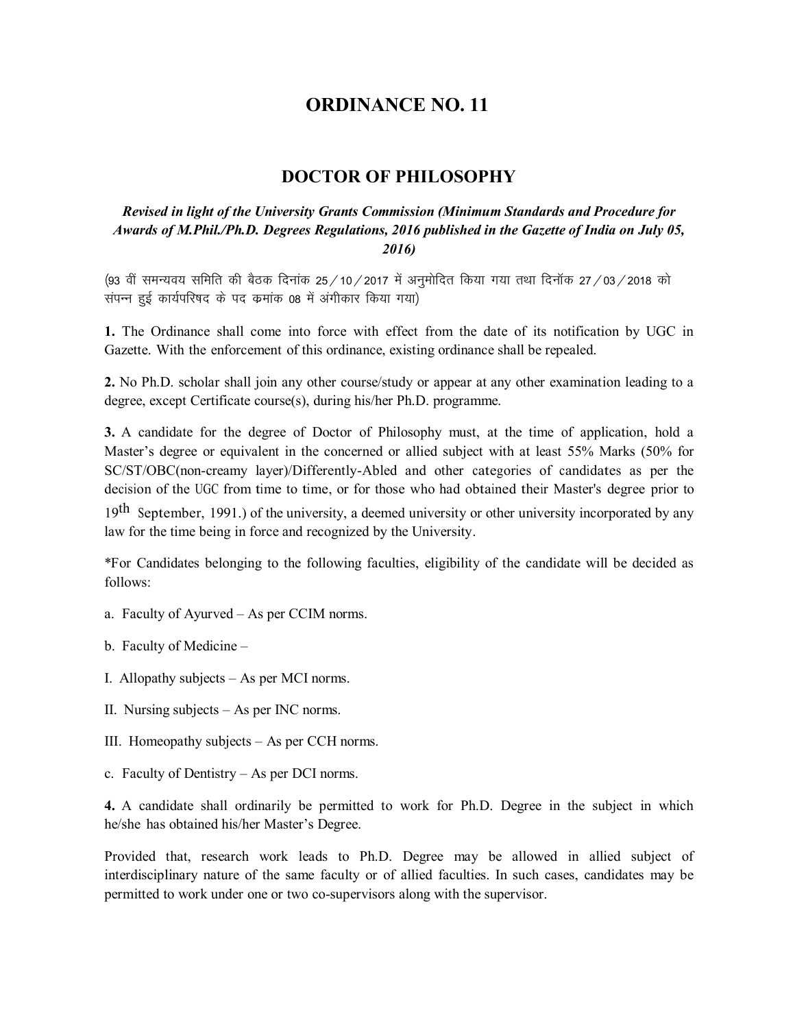# ORDINANCE NO. 11

## DOCTOR OF PHILOSOPHY

***Revised in light of the University Grants Commission (Minimum Standards and Procedure for Awards of M.Phil./Ph.D. Degrees Regulations, 2016 published in the Gazette of India on July 05, 2016)***

(93 वीं समन्वय समिति की बैठक दिनांक 25/10/2017 में अनुमोदित किया गया तथा दिनॉक 27/03/2018 को संपन्न हुई कार्यपरिषद के पद क्रमांक 08 में अंगीकार किया गया)

**1.** The Ordinance shall come into force with effect from the date of its notification by UGC in Gazette. With the enforcement of this ordinance, existing ordinance shall be repealed.

**2.** No Ph.D. scholar shall join any other course/study or appear at any other examination leading to a degree, except Certificate course(s), during his/her Ph.D. programme.

**3.** A candidate for the degree of Doctor of Philosophy must, at the time of application, hold a Master's degree or equivalent in the concerned or allied subject with at least 55% Marks (50% for SC/ST/OBC(non-creamy layer)/Differently-Abled and other categories of candidates as per the decision of the UGC from time to time, or for those who had obtained their Master's degree prior to 19th September, 1991.) of the university, a deemed university or other university incorporated by any law for the time being in force and recognized by the University.

*For Candidates belonging to the following faculties, eligibility of the candidate will be decided as follows:

a. Faculty of Ayurved – As per CCIM norms.

b. Faculty of Medicine –

I. Allopathy subjects – As per MCI norms.

II. Nursing subjects – As per INC norms.

III. Homeopathy subjects – As per CCH norms.

c. Faculty of Dentistry – As per DCI norms.

**4.** A candidate shall ordinarily be permitted to work for Ph.D. Degree in the subject in which he/she has obtained his/her Master's Degree.

Provided that, research work leads to Ph.D. Degree may be allowed in allied subject of interdisciplinary nature of the same faculty or of allied faculties. In such cases, candidates may be permitted to work under one or two co-supervisors along with the supervisor.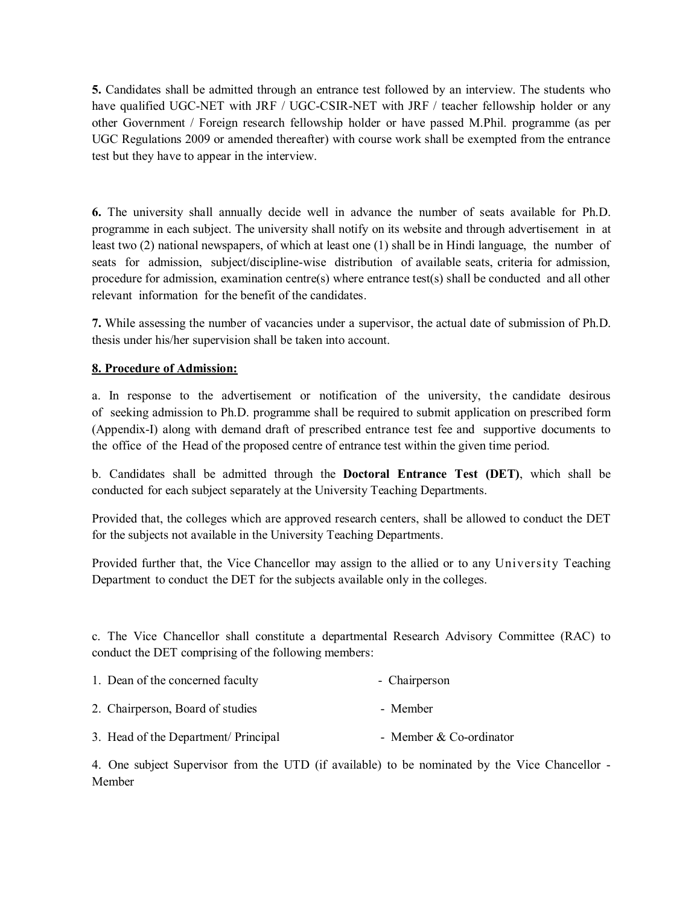**5.** Candidates shall be admitted through an entrance test followed by an interview. The students who have qualified UGC-NET with JRF / UGC-CSIR-NET with JRF / teacher fellowship holder or any other Government / Foreign research fellowship holder or have passed M.Phil. programme (as per UGC Regulations 2009 or amended thereafter) with course work shall be exempted from the entrance test but they have to appear in the interview.

**6.** The university shall annually decide well in advance the number of seats available for Ph.D. programme in each subject. The university shall notify on its website and through advertisement in at least two (2) national newspapers, of which at least one (1) shall be in Hindi language, the number of seats for admission, subject/discipline-wise distribution of available seats, criteria for admission, procedure for admission, examination centre(s) where entrance test(s) shall be conducted and all other relevant information for the benefit of the candidates.

**7.** While assessing the number of vacancies under a supervisor, the actual date of submission of Ph.D. thesis under his/her supervision shall be taken into account.

**8. Procedure of Admission:**

a. In response to the advertisement or notification of the university, the candidate desirous of seeking admission to Ph.D. programme shall be required to submit application on prescribed form (Appendix-I) along with demand draft of prescribed entrance test fee and supportive documents to the office of the Head of the proposed centre of entrance test within the given time period.

b. Candidates shall be admitted through the **Doctoral Entrance Test (DET)**, which shall be conducted for each subject separately at the University Teaching Departments.

Provided that, the colleges which are approved research centers, shall be allowed to conduct the DET for the subjects not available in the University Teaching Departments.

Provided further that, the Vice Chancellor may assign to the allied or to any University Teaching Department to conduct the DET for the subjects available only in the colleges.

c. The Vice Chancellor shall constitute a departmental Research Advisory Committee (RAC) to conduct the DET comprising of the following members:

1. Dean of the concerned faculty - Chairperson
2. Chairperson, Board of studies - Member
3. Head of the Department/ Principal - Member & Co-ordinator
4. One subject Supervisor from the UTD (if available) to be nominated by the Vice Chancellor - Member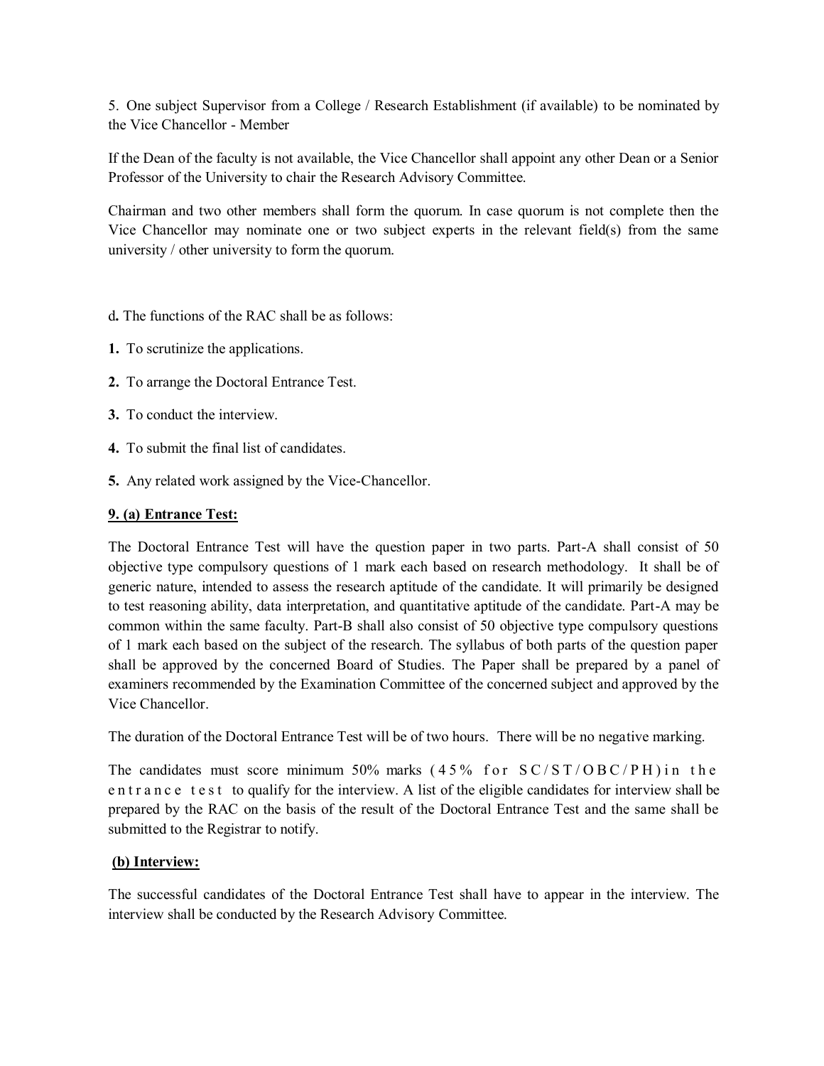5. One subject Supervisor from a College / Research Establishment (if available) to be nominated by the Vice Chancellor - Member

If the Dean of the faculty is not available, the Vice Chancellor shall appoint any other Dean or a Senior Professor of the University to chair the Research Advisory Committee.

Chairman and two other members shall form the quorum. In case quorum is not complete then the Vice Chancellor may nominate one or two subject experts in the relevant field(s) from the same university / other university to form the quorum.

d**.** The functions of the RAC shall be as follows:

**1.** To scrutinize the applications.

**2.** To arrange the Doctoral Entrance Test.

**3.** To conduct the interview.

**4.** To submit the final list of candidates.

**5.** Any related work assigned by the Vice-Chancellor.

**9. (a) Entrance Test:**

The Doctoral Entrance Test will have the question paper in two parts. Part-A shall consist of 50 objective type compulsory questions of 1 mark each based on research methodology. It shall be of generic nature, intended to assess the research aptitude of the candidate. It will primarily be designed to test reasoning ability, data interpretation, and quantitative aptitude of the candidate. Part-A may be common within the same faculty. Part-B shall also consist of 50 objective type compulsory questions of 1 mark each based on the subject of the research. The syllabus of both parts of the question paper shall be approved by the concerned Board of Studies. The Paper shall be prepared by a panel of examiners recommended by the Examination Committee of the concerned subject and approved by the Vice Chancellor.

The duration of the Doctoral Entrance Test will be of two hours. There will be no negative marking.

The candidates must score minimum 50% marks (45% for SC/ST/OBC/PH) in the entrance test to qualify for the interview. A list of the eligible candidates for interview shall be prepared by the RAC on the basis of the result of the Doctoral Entrance Test and the same shall be submitted to the Registrar to notify.

**(b) Interview:**

The successful candidates of the Doctoral Entrance Test shall have to appear in the interview. The interview shall be conducted by the Research Advisory Committee.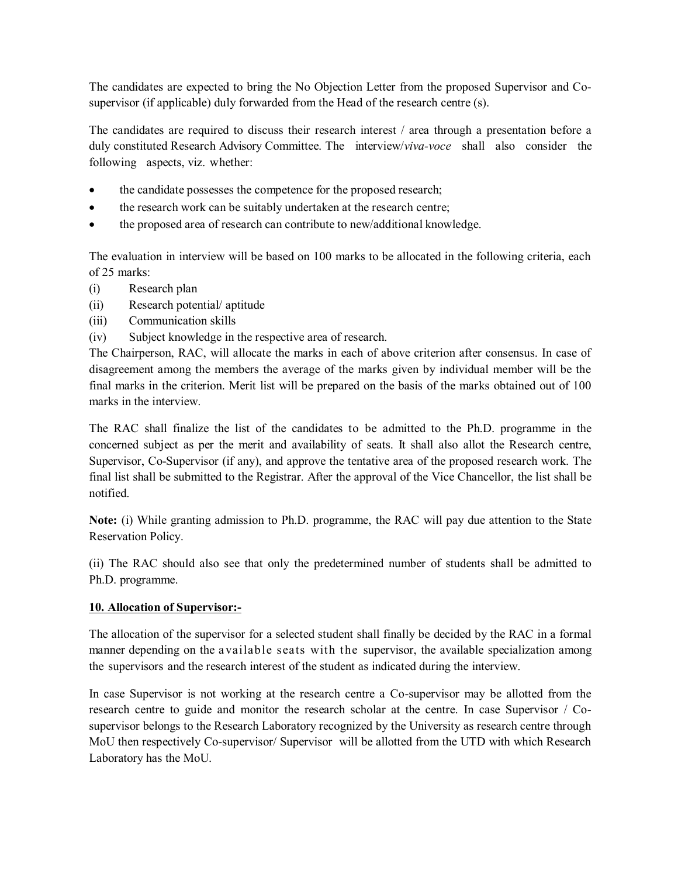The candidates are expected to bring the No Objection Letter from the proposed Supervisor and Co-supervisor (if applicable) duly forwarded from the Head of the research centre (s).

The candidates are required to discuss their research interest / area through a presentation before a duly constituted Research Advisory Committee. The interview/*viva-voce* shall also consider the following aspects, viz. whether:

- the candidate possesses the competence for the proposed research;
- the research work can be suitably undertaken at the research centre;
- the proposed area of research can contribute to new/additional knowledge.

The evaluation in interview will be based on 100 marks to be allocated in the following criteria, each of 25 marks:

(i) Research plan
(ii) Research potential/ aptitude
(iii) Communication skills
(iv) Subject knowledge in the respective area of research.

The Chairperson, RAC, will allocate the marks in each of above criterion after consensus. In case of disagreement among the members the average of the marks given by individual member will be the final marks in the criterion. Merit list will be prepared on the basis of the marks obtained out of 100 marks in the interview.

The RAC shall finalize the list of the candidates to be admitted to the Ph.D. programme in the concerned subject as per the merit and availability of seats. It shall also allot the Research centre, Supervisor, Co-Supervisor (if any), and approve the tentative area of the proposed research work. The final list shall be submitted to the Registrar. After the approval of the Vice Chancellor, the list shall be notified.

**Note:** (i) While granting admission to Ph.D. programme, the RAC will pay due attention to the State Reservation Policy.

(ii) The RAC should also see that only the predetermined number of students shall be admitted to Ph.D. programme.

**10. Allocation of Supervisor:-**

The allocation of the supervisor for a selected student shall finally be decided by the RAC in a formal manner depending on the available seats with the supervisor, the available specialization among the supervisors and the research interest of the student as indicated during the interview.

In case Supervisor is not working at the research centre a Co-supervisor may be allotted from the research centre to guide and monitor the research scholar at the centre. In case Supervisor / Co-supervisor belongs to the Research Laboratory recognized by the University as research centre through MoU then respectively Co-supervisor/ Supervisor will be allotted from the UTD with which Research Laboratory has the MoU.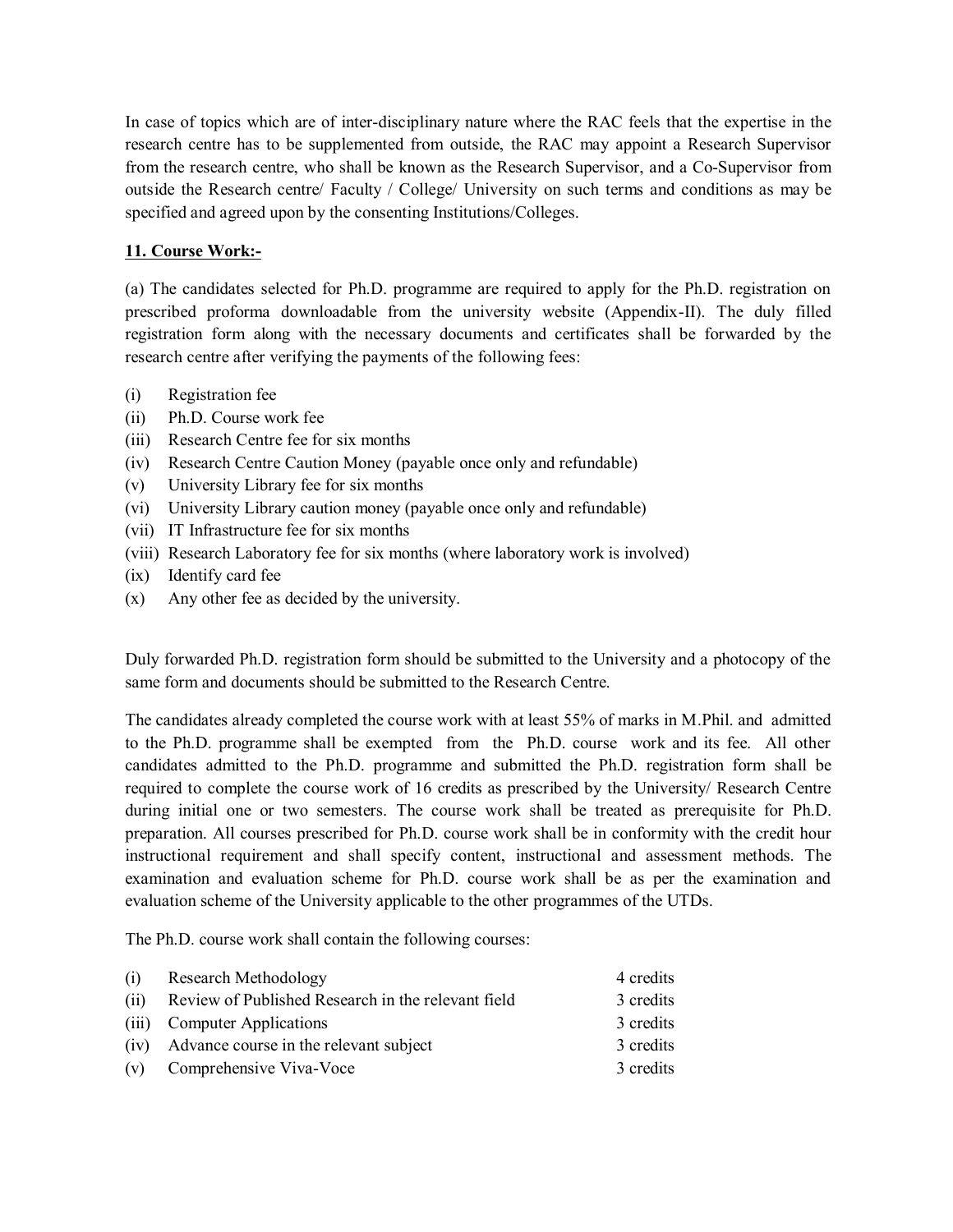In case of topics which are of inter-disciplinary nature where the RAC feels that the expertise in the research centre has to be supplemented from outside, the RAC may appoint a Research Supervisor from the research centre, who shall be known as the Research Supervisor, and a Co-Supervisor from outside the Research centre/ Faculty / College/ University on such terms and conditions as may be specified and agreed upon by the consenting Institutions/Colleges.

**11. Course Work:-**

(a) The candidates selected for Ph.D. programme are required to apply for the Ph.D. registration on prescribed proforma downloadable from the university website (Appendix-II). The duly filled registration form along with the necessary documents and certificates shall be forwarded by the research centre after verifying the payments of the following fees:

- (i) Registration fee
- (ii) Ph.D. Course work fee
- (iii) Research Centre fee for six months
- (iv) Research Centre Caution Money (payable once only and refundable)
- (v) University Library fee for six months
- (vi) University Library caution money (payable once only and refundable)
- (vii) IT Infrastructure fee for six months
- (viii) Research Laboratory fee for six months (where laboratory work is involved)
- (ix) Identify card fee
- (x) Any other fee as decided by the university.

Duly forwarded Ph.D. registration form should be submitted to the University and a photocopy of the same form and documents should be submitted to the Research Centre.

The candidates already completed the course work with at least 55% of marks in M.Phil. and admitted to the Ph.D. programme shall be exempted from the Ph.D. course work and its fee. All other candidates admitted to the Ph.D. programme and submitted the Ph.D. registration form shall be required to complete the course work of 16 credits as prescribed by the University/ Research Centre during initial one or two semesters. The course work shall be treated as prerequisite for Ph.D. preparation. All courses prescribed for Ph.D. course work shall be in conformity with the credit hour instructional requirement and shall specify content, instructional and assessment methods. The examination and evaluation scheme for Ph.D. course work shall be as per the examination and evaluation scheme of the University applicable to the other programmes of the UTDs.

The Ph.D. course work shall contain the following courses:

| | Course | Credits |
|---|---|---|
| (i) | Research Methodology | 4 credits |
| (ii) | Review of Published Research in the relevant field | 3 credits |
| (iii) | Computer Applications | 3 credits |
| (iv) | Advance course in the relevant subject | 3 credits |
| (v) | Comprehensive Viva-Voce | 3 credits |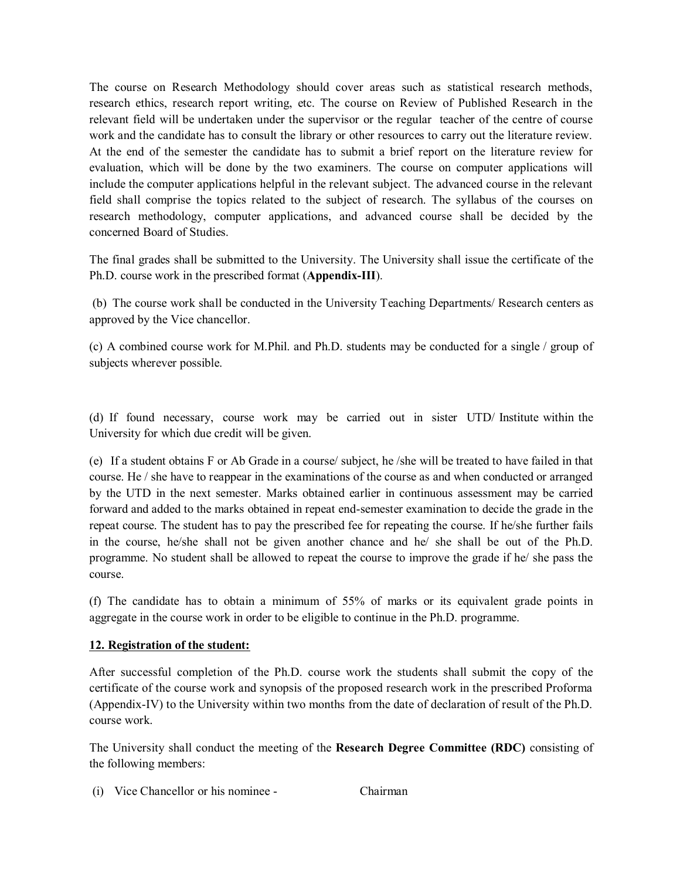The course on Research Methodology should cover areas such as statistical research methods, research ethics, research report writing, etc. The course on Review of Published Research in the relevant field will be undertaken under the supervisor or the regular teacher of the centre of course work and the candidate has to consult the library or other resources to carry out the literature review. At the end of the semester the candidate has to submit a brief report on the literature review for evaluation, which will be done by the two examiners. The course on computer applications will include the computer applications helpful in the relevant subject. The advanced course in the relevant field shall comprise the topics related to the subject of research. The syllabus of the courses on research methodology, computer applications, and advanced course shall be decided by the concerned Board of Studies.

The final grades shall be submitted to the University. The University shall issue the certificate of the Ph.D. course work in the prescribed format (**Appendix-III**).

(b) The course work shall be conducted in the University Teaching Departments/ Research centers as approved by the Vice chancellor.

(c) A combined course work for M.Phil. and Ph.D. students may be conducted for a single / group of subjects wherever possible.

(d) If found necessary, course work may be carried out in sister UTD/ Institute within the University for which due credit will be given.

(e) If a student obtains F or Ab Grade in a course/ subject, he /she will be treated to have failed in that course. He / she have to reappear in the examinations of the course as and when conducted or arranged by the UTD in the next semester. Marks obtained earlier in continuous assessment may be carried forward and added to the marks obtained in repeat end-semester examination to decide the grade in the repeat course. The student has to pay the prescribed fee for repeating the course. If he/she further fails in the course, he/she shall not be given another chance and he/ she shall be out of the Ph.D. programme. No student shall be allowed to repeat the course to improve the grade if he/ she pass the course.

(f) The candidate has to obtain a minimum of 55% of marks or its equivalent grade points in aggregate in the course work in order to be eligible to continue in the Ph.D. programme.

**12. Registration of the student:**

After successful completion of the Ph.D. course work the students shall submit the copy of the certificate of the course work and synopsis of the proposed research work in the prescribed Proforma (Appendix-IV) to the University within two months from the date of declaration of result of the Ph.D. course work.

The University shall conduct the meeting of the **Research Degree Committee (RDC)** consisting of the following members:

(i) Vice Chancellor or his nominee - Chairman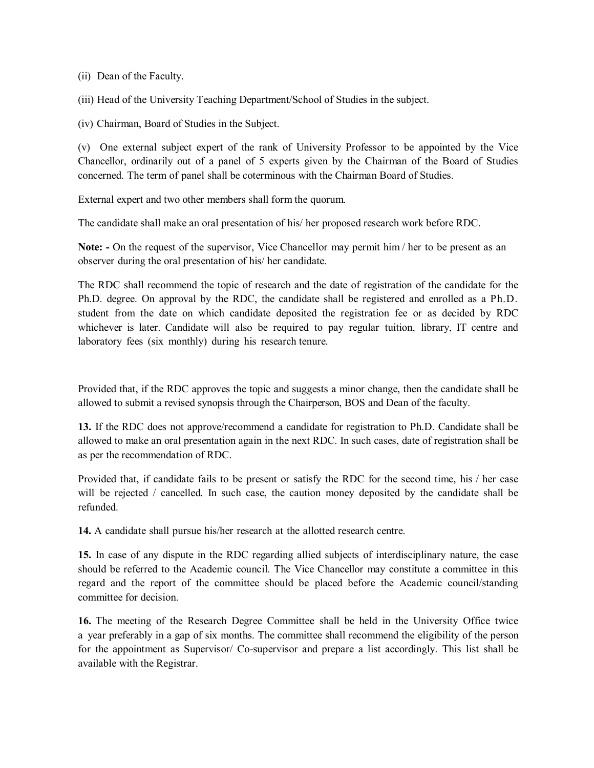(ii) Dean of the Faculty.

(iii) Head of the University Teaching Department/School of Studies in the subject.

(iv) Chairman, Board of Studies in the Subject.

(v) One external subject expert of the rank of University Professor to be appointed by the Vice Chancellor, ordinarily out of a panel of 5 experts given by the Chairman of the Board of Studies concerned. The term of panel shall be coterminous with the Chairman Board of Studies.

External expert and two other members shall form the quorum.

The candidate shall make an oral presentation of his/ her proposed research work before RDC.

**Note: -** On the request of the supervisor, Vice Chancellor may permit him / her to be present as an observer during the oral presentation of his/ her candidate.

The RDC shall recommend the topic of research and the date of registration of the candidate for the Ph.D. degree. On approval by the RDC, the candidate shall be registered and enrolled as a Ph.D. student from the date on which candidate deposited the registration fee or as decided by RDC whichever is later. Candidate will also be required to pay regular tuition, library, IT centre and laboratory fees (six monthly) during his research tenure.

Provided that, if the RDC approves the topic and suggests a minor change, then the candidate shall be allowed to submit a revised synopsis through the Chairperson, BOS and Dean of the faculty.

**13.** If the RDC does not approve/recommend a candidate for registration to Ph.D. Candidate shall be allowed to make an oral presentation again in the next RDC. In such cases, date of registration shall be as per the recommendation of RDC.

Provided that, if candidate fails to be present or satisfy the RDC for the second time, his / her case will be rejected / cancelled. In such case, the caution money deposited by the candidate shall be refunded.

**14.** A candidate shall pursue his/her research at the allotted research centre.

**15.** In case of any dispute in the RDC regarding allied subjects of interdisciplinary nature, the case should be referred to the Academic council. The Vice Chancellor may constitute a committee in this regard and the report of the committee should be placed before the Academic council/standing committee for decision.

**16.** The meeting of the Research Degree Committee shall be held in the University Office twice a year preferably in a gap of six months. The committee shall recommend the eligibility of the person for the appointment as Supervisor/ Co-supervisor and prepare a list accordingly. This list shall be available with the Registrar.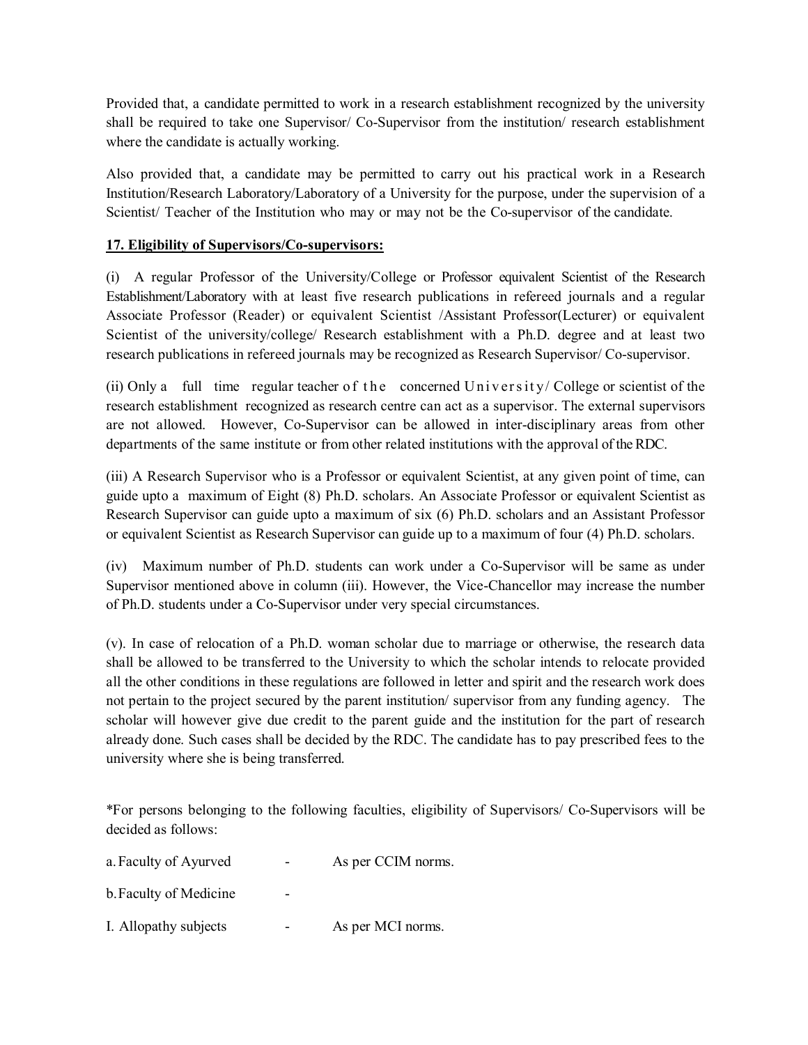Provided that, a candidate permitted to work in a research establishment recognized by the university shall be required to take one Supervisor/ Co-Supervisor from the institution/ research establishment where the candidate is actually working.

Also provided that, a candidate may be permitted to carry out his practical work in a Research Institution/Research Laboratory/Laboratory of a University for the purpose, under the supervision of a Scientist/ Teacher of the Institution who may or may not be the Co-supervisor of the candidate.

**17. Eligibility of Supervisors/Co-supervisors:**

(i) A regular Professor of the University/College or Professor equivalent Scientist of the Research Establishment/Laboratory with at least five research publications in refereed journals and a regular Associate Professor (Reader) or equivalent Scientist /Assistant Professor(Lecturer) or equivalent Scientist of the university/college/ Research establishment with a Ph.D. degree and at least two research publications in refereed journals may be recognized as Research Supervisor/ Co-supervisor.

(ii) Only a full time regular teacher of the concerned University/ College or scientist of the research establishment recognized as research centre can act as a supervisor. The external supervisors are not allowed. However, Co-Supervisor can be allowed in inter-disciplinary areas from other departments of the same institute or from other related institutions with the approval of the RDC.

(iii) A Research Supervisor who is a Professor or equivalent Scientist, at any given point of time, can guide upto a maximum of Eight (8) Ph.D. scholars. An Associate Professor or equivalent Scientist as Research Supervisor can guide upto a maximum of six (6) Ph.D. scholars and an Assistant Professor or equivalent Scientist as Research Supervisor can guide up to a maximum of four (4) Ph.D. scholars.

(iv) Maximum number of Ph.D. students can work under a Co-Supervisor will be same as under Supervisor mentioned above in column (iii). However, the Vice-Chancellor may increase the number of Ph.D. students under a Co-Supervisor under very special circumstances.

(v). In case of relocation of a Ph.D. woman scholar due to marriage or otherwise, the research data shall be allowed to be transferred to the University to which the scholar intends to relocate provided all the other conditions in these regulations are followed in letter and spirit and the research work does not pertain to the project secured by the parent institution/ supervisor from any funding agency. The scholar will however give due credit to the parent guide and the institution for the part of research already done. Such cases shall be decided by the RDC. The candidate has to pay prescribed fees to the university where she is being transferred.

*For persons belonging to the following faculties, eligibility of Supervisors/ Co-Supervisors will be decided as follows:

a. Faculty of Ayurved - As per CCIM norms.

b. Faculty of Medicine -

I. Allopathy subjects - As per MCI norms.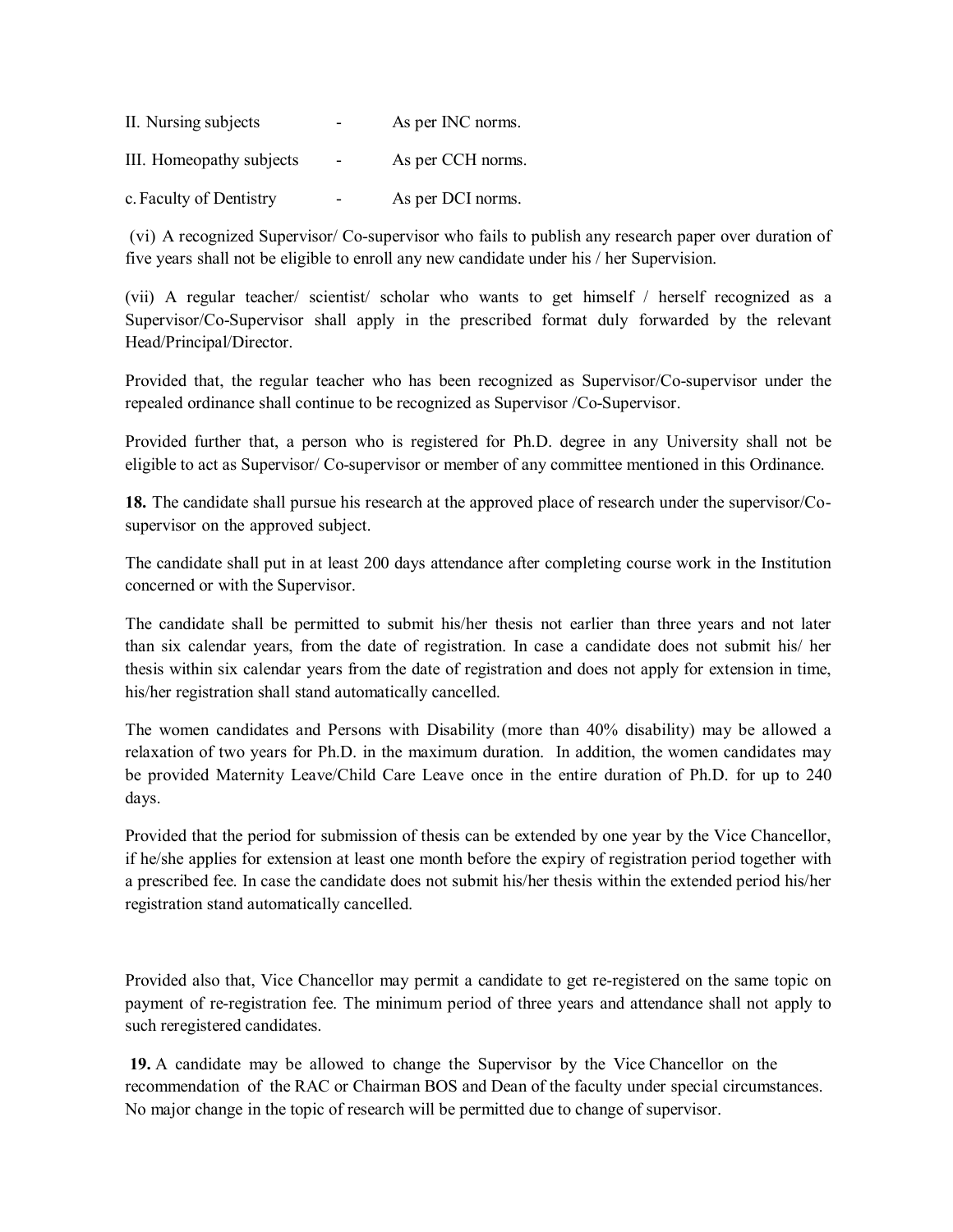II. Nursing subjects - As per INC norms.

III. Homeopathy subjects - As per CCH norms.

c. Faculty of Dentistry - As per DCI norms.

(vi) A recognized Supervisor/ Co-supervisor who fails to publish any research paper over duration of five years shall not be eligible to enroll any new candidate under his / her Supervision.

(vii) A regular teacher/ scientist/ scholar who wants to get himself / herself recognized as a Supervisor/Co-Supervisor shall apply in the prescribed format duly forwarded by the relevant Head/Principal/Director.

Provided that, the regular teacher who has been recognized as Supervisor/Co-supervisor under the repealed ordinance shall continue to be recognized as Supervisor /Co-Supervisor.

Provided further that, a person who is registered for Ph.D. degree in any University shall not be eligible to act as Supervisor/ Co-supervisor or member of any committee mentioned in this Ordinance.

**18.** The candidate shall pursue his research at the approved place of research under the supervisor/Co-supervisor on the approved subject.

The candidate shall put in at least 200 days attendance after completing course work in the Institution concerned or with the Supervisor.

The candidate shall be permitted to submit his/her thesis not earlier than three years and not later than six calendar years, from the date of registration. In case a candidate does not submit his/ her thesis within six calendar years from the date of registration and does not apply for extension in time, his/her registration shall stand automatically cancelled.

The women candidates and Persons with Disability (more than 40% disability) may be allowed a relaxation of two years for Ph.D. in the maximum duration. In addition, the women candidates may be provided Maternity Leave/Child Care Leave once in the entire duration of Ph.D. for up to 240 days.

Provided that the period for submission of thesis can be extended by one year by the Vice Chancellor, if he/she applies for extension at least one month before the expiry of registration period together with a prescribed fee. In case the candidate does not submit his/her thesis within the extended period his/her registration stand automatically cancelled.

Provided also that, Vice Chancellor may permit a candidate to get re-registered on the same topic on payment of re-registration fee. The minimum period of three years and attendance shall not apply to such reregistered candidates.

**19.** A candidate may be allowed to change the Supervisor by the Vice Chancellor on the recommendation of the RAC or Chairman BOS and Dean of the faculty under special circumstances. No major change in the topic of research will be permitted due to change of supervisor.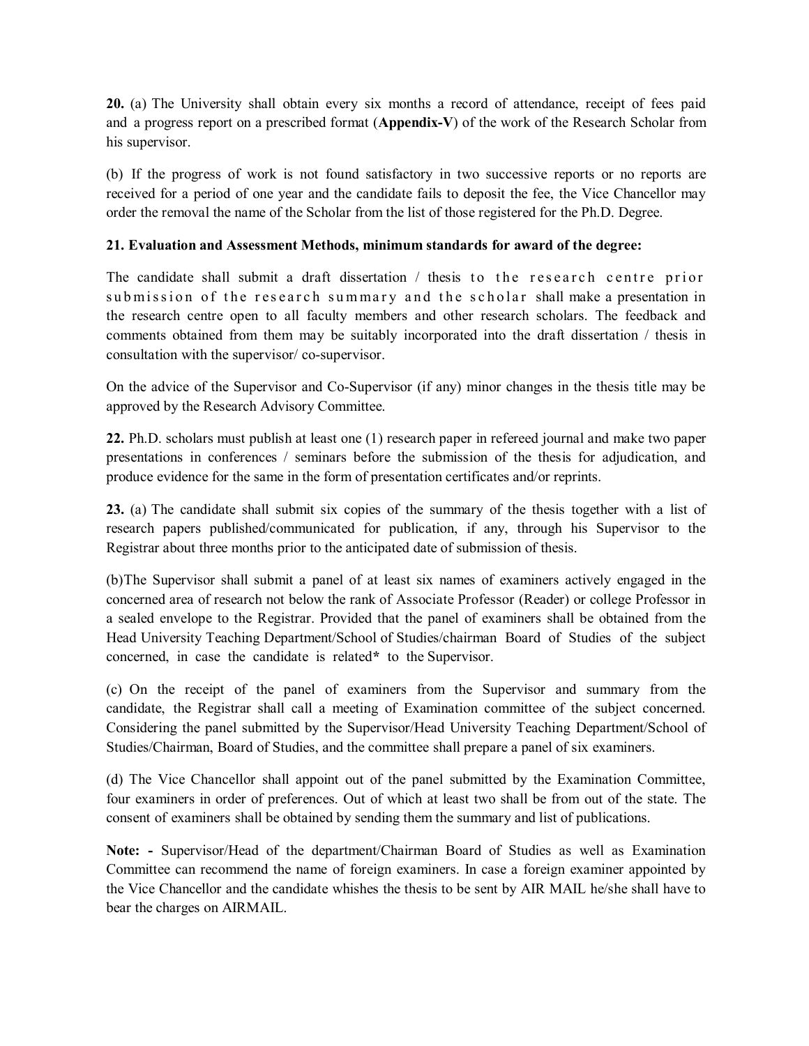**20.** (a) The University shall obtain every six months a record of attendance, receipt of fees paid and a progress report on a prescribed format (**Appendix-V**) of the work of the Research Scholar from his supervisor.

(b) If the progress of work is not found satisfactory in two successive reports or no reports are received for a period of one year and the candidate fails to deposit the fee, the Vice Chancellor may order the removal the name of the Scholar from the list of those registered for the Ph.D. Degree.

**21. Evaluation and Assessment Methods, minimum standards for award of the degree:**

The candidate shall submit a draft dissertation / thesis to the research centre prior submission of the research summary and the scholar shall make a presentation in the research centre open to all faculty members and other research scholars. The feedback and comments obtained from them may be suitably incorporated into the draft dissertation / thesis in consultation with the supervisor/ co-supervisor.

On the advice of the Supervisor and Co-Supervisor (if any) minor changes in the thesis title may be approved by the Research Advisory Committee.

**22.** Ph.D. scholars must publish at least one (1) research paper in refereed journal and make two paper presentations in conferences / seminars before the submission of the thesis for adjudication, and produce evidence for the same in the form of presentation certificates and/or reprints.

**23.** (a) The candidate shall submit six copies of the summary of the thesis together with a list of research papers published/communicated for publication, if any, through his Supervisor to the Registrar about three months prior to the anticipated date of submission of thesis.

(b)The Supervisor shall submit a panel of at least six names of examiners actively engaged in the concerned area of research not below the rank of Associate Professor (Reader) or college Professor in a sealed envelope to the Registrar. Provided that the panel of examiners shall be obtained from the Head University Teaching Department/School of Studies/chairman Board of Studies of the subject concerned, in case the candidate is related**\*** to the Supervisor.

(c) On the receipt of the panel of examiners from the Supervisor and summary from the candidate, the Registrar shall call a meeting of Examination committee of the subject concerned. Considering the panel submitted by the Supervisor/Head University Teaching Department/School of Studies/Chairman, Board of Studies, and the committee shall prepare a panel of six examiners.

(d) The Vice Chancellor shall appoint out of the panel submitted by the Examination Committee, four examiners in order of preferences. Out of which at least two shall be from out of the state. The consent of examiners shall be obtained by sending them the summary and list of publications.

**Note: -** Supervisor/Head of the department/Chairman Board of Studies as well as Examination Committee can recommend the name of foreign examiners. In case a foreign examiner appointed by the Vice Chancellor and the candidate whishes the thesis to be sent by AIR MAIL he/she shall have to bear the charges on AIRMAIL.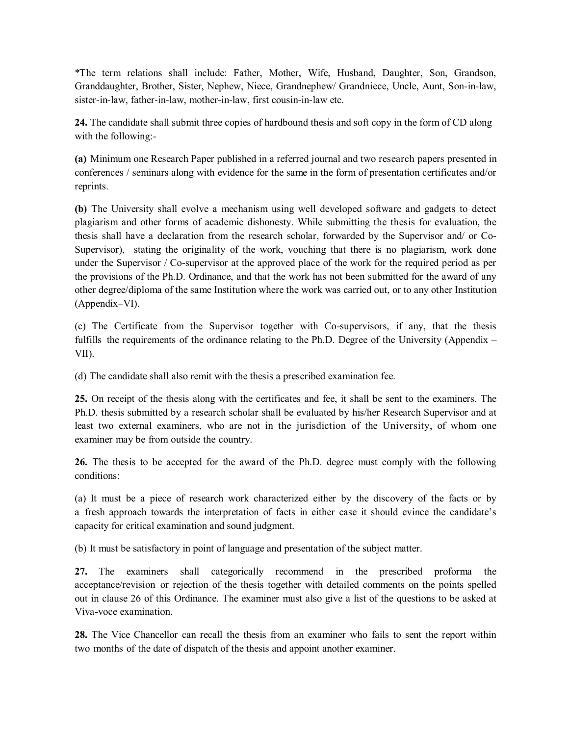*The term relations shall include: Father, Mother, Wife, Husband, Daughter, Son, Grandson, Granddaughter, Brother, Sister, Nephew, Niece, Grandnephew/ Grandniece, Uncle, Aunt, Son-in-law, sister-in-law, father-in-law, mother-in-law, first cousin-in-law etc.

**24.** The candidate shall submit three copies of hardbound thesis and soft copy in the form of CD along with the following:-

**(a)** Minimum one Research Paper published in a referred journal and two research papers presented in conferences / seminars along with evidence for the same in the form of presentation certificates and/or reprints.

**(b)** The University shall evolve a mechanism using well developed software and gadgets to detect plagiarism and other forms of academic dishonesty. While submitting the thesis for evaluation, the thesis shall have a declaration from the research scholar, forwarded by the Supervisor and/ or Co-Supervisor), stating the originality of the work, vouching that there is no plagiarism, work done under the Supervisor / Co-supervisor at the approved place of the work for the required period as per the provisions of the Ph.D. Ordinance, and that the work has not been submitted for the award of any other degree/diploma of the same Institution where the work was carried out, or to any other Institution (Appendix–VI).

(c) The Certificate from the Supervisor together with Co-supervisors, if any, that the thesis fulfills the requirements of the ordinance relating to the Ph.D. Degree of the University (Appendix – VII).

(d) The candidate shall also remit with the thesis a prescribed examination fee.

**25.** On receipt of the thesis along with the certificates and fee, it shall be sent to the examiners. The Ph.D. thesis submitted by a research scholar shall be evaluated by his/her Research Supervisor and at least two external examiners, who are not in the jurisdiction of the University, of whom one examiner may be from outside the country.

**26.** The thesis to be accepted for the award of the Ph.D. degree must comply with the following conditions:

(a) It must be a piece of research work characterized either by the discovery of the facts or by a fresh approach towards the interpretation of facts in either case it should evince the candidate's capacity for critical examination and sound judgment.

(b) It must be satisfactory in point of language and presentation of the subject matter.

**27.** The examiners shall categorically recommend in the prescribed proforma the acceptance/revision or rejection of the thesis together with detailed comments on the points spelled out in clause 26 of this Ordinance. The examiner must also give a list of the questions to be asked at Viva-voce examination.

**28.** The Vice Chancellor can recall the thesis from an examiner who fails to sent the report within two months of the date of dispatch of the thesis and appoint another examiner.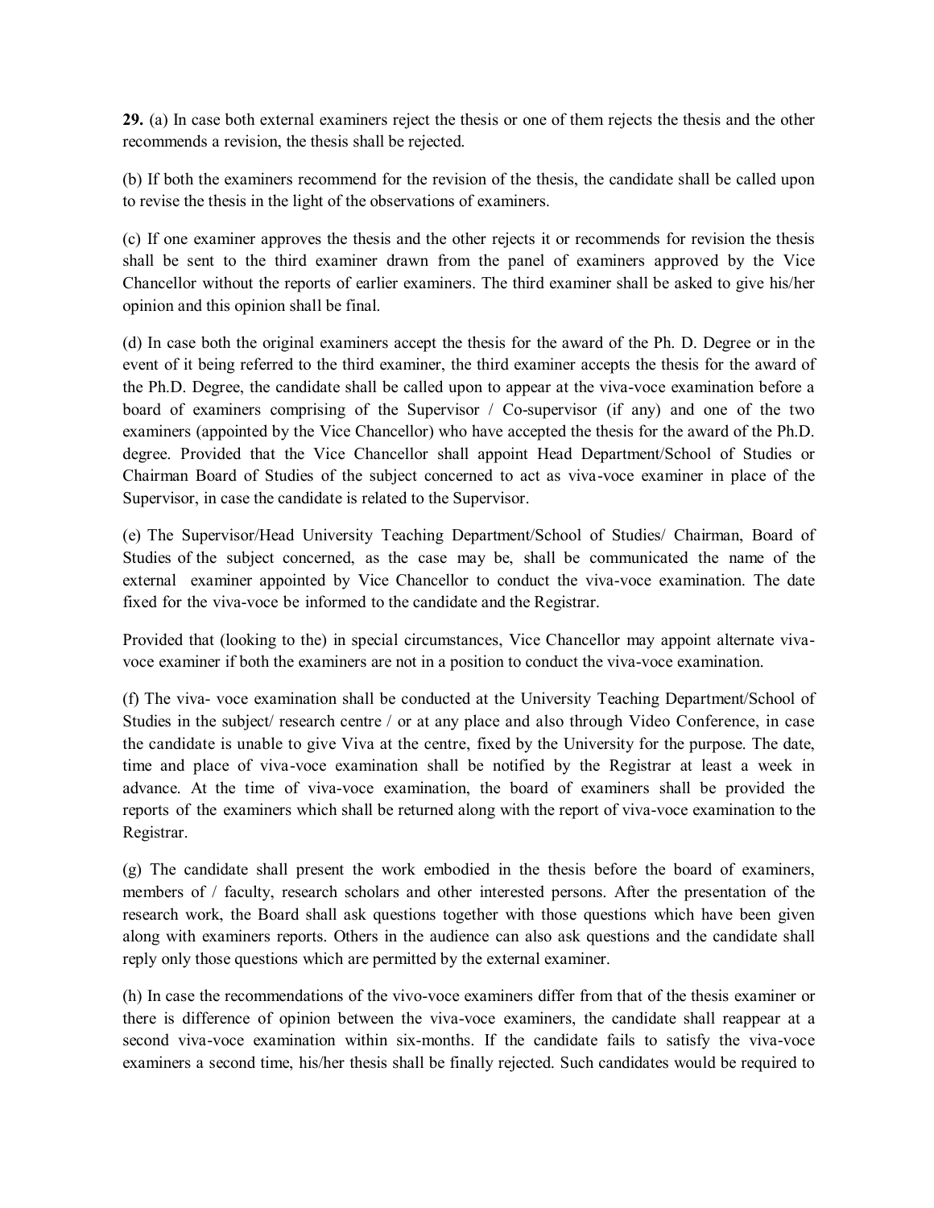**29.** (a) In case both external examiners reject the thesis or one of them rejects the thesis and the other recommends a revision, the thesis shall be rejected.

(b) If both the examiners recommend for the revision of the thesis, the candidate shall be called upon to revise the thesis in the light of the observations of examiners.

(c) If one examiner approves the thesis and the other rejects it or recommends for revision the thesis shall be sent to the third examiner drawn from the panel of examiners approved by the Vice Chancellor without the reports of earlier examiners. The third examiner shall be asked to give his/her opinion and this opinion shall be final.

(d) In case both the original examiners accept the thesis for the award of the Ph. D. Degree or in the event of it being referred to the third examiner, the third examiner accepts the thesis for the award of the Ph.D. Degree, the candidate shall be called upon to appear at the viva-voce examination before a board of examiners comprising of the Supervisor / Co-supervisor (if any) and one of the two examiners (appointed by the Vice Chancellor) who have accepted the thesis for the award of the Ph.D. degree. Provided that the Vice Chancellor shall appoint Head Department/School of Studies or Chairman Board of Studies of the subject concerned to act as viva-voce examiner in place of the Supervisor, in case the candidate is related to the Supervisor.

(e) The Supervisor/Head University Teaching Department/School of Studies/ Chairman, Board of Studies of the subject concerned, as the case may be, shall be communicated the name of the external examiner appointed by Vice Chancellor to conduct the viva-voce examination. The date fixed for the viva-voce be informed to the candidate and the Registrar.

Provided that (looking to the) in special circumstances, Vice Chancellor may appoint alternate viva-voce examiner if both the examiners are not in a position to conduct the viva-voce examination.

(f) The viva- voce examination shall be conducted at the University Teaching Department/School of Studies in the subject/ research centre / or at any place and also through Video Conference, in case the candidate is unable to give Viva at the centre, fixed by the University for the purpose. The date, time and place of viva-voce examination shall be notified by the Registrar at least a week in advance. At the time of viva-voce examination, the board of examiners shall be provided the reports of the examiners which shall be returned along with the report of viva-voce examination to the Registrar.

(g) The candidate shall present the work embodied in the thesis before the board of examiners, members of / faculty, research scholars and other interested persons. After the presentation of the research work, the Board shall ask questions together with those questions which have been given along with examiners reports. Others in the audience can also ask questions and the candidate shall reply only those questions which are permitted by the external examiner.

(h) In case the recommendations of the vivo-voce examiners differ from that of the thesis examiner or there is difference of opinion between the viva-voce examiners, the candidate shall reappear at a second viva-voce examination within six-months. If the candidate fails to satisfy the viva-voce examiners a second time, his/her thesis shall be finally rejected. Such candidates would be required to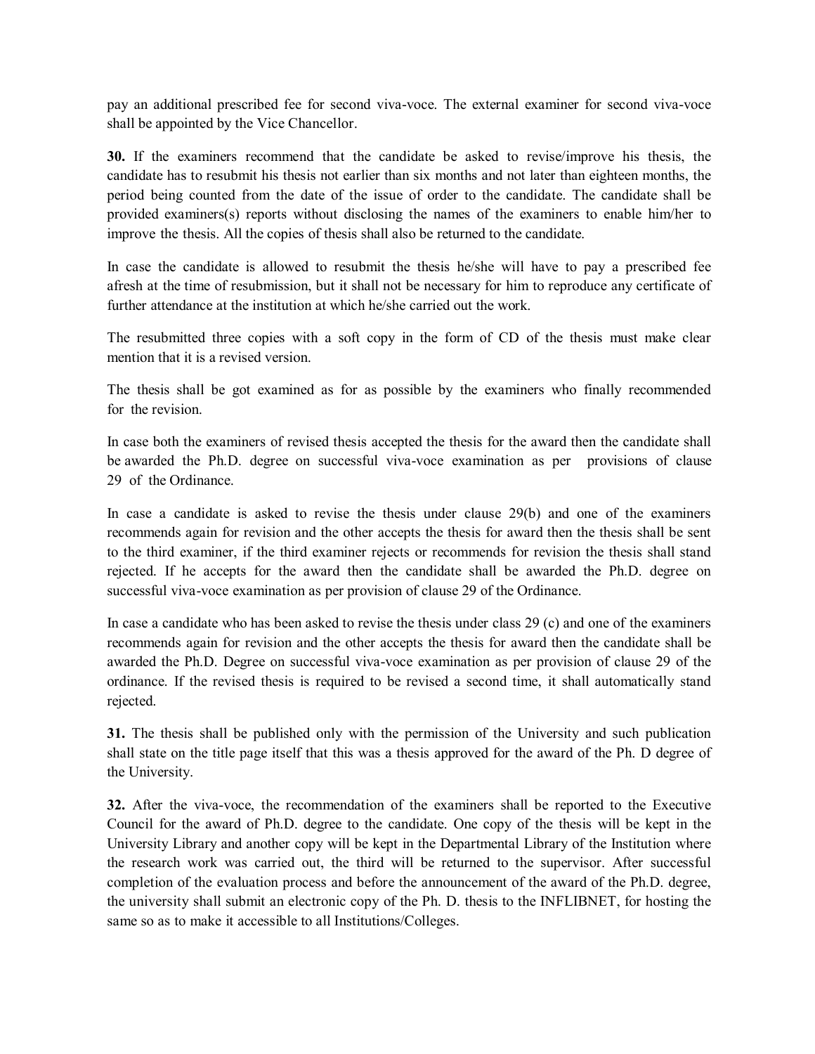pay an additional prescribed fee for second viva-voce. The external examiner for second viva-voce shall be appointed by the Vice Chancellor.

**30.** If the examiners recommend that the candidate be asked to revise/improve his thesis, the candidate has to resubmit his thesis not earlier than six months and not later than eighteen months, the period being counted from the date of the issue of order to the candidate. The candidate shall be provided examiners(s) reports without disclosing the names of the examiners to enable him/her to improve the thesis. All the copies of thesis shall also be returned to the candidate.

In case the candidate is allowed to resubmit the thesis he/she will have to pay a prescribed fee afresh at the time of resubmission, but it shall not be necessary for him to reproduce any certificate of further attendance at the institution at which he/she carried out the work.

The resubmitted three copies with a soft copy in the form of CD of the thesis must make clear mention that it is a revised version.

The thesis shall be got examined as for as possible by the examiners who finally recommended for the revision.

In case both the examiners of revised thesis accepted the thesis for the award then the candidate shall be awarded the Ph.D. degree on successful viva-voce examination as per provisions of clause 29 of the Ordinance.

In case a candidate is asked to revise the thesis under clause 29(b) and one of the examiners recommends again for revision and the other accepts the thesis for award then the thesis shall be sent to the third examiner, if the third examiner rejects or recommends for revision the thesis shall stand rejected. If he accepts for the award then the candidate shall be awarded the Ph.D. degree on successful viva-voce examination as per provision of clause 29 of the Ordinance.

In case a candidate who has been asked to revise the thesis under class 29 (c) and one of the examiners recommends again for revision and the other accepts the thesis for award then the candidate shall be awarded the Ph.D. Degree on successful viva-voce examination as per provision of clause 29 of the ordinance. If the revised thesis is required to be revised a second time, it shall automatically stand rejected.

**31.** The thesis shall be published only with the permission of the University and such publication shall state on the title page itself that this was a thesis approved for the award of the Ph. D degree of the University.

**32.** After the viva-voce, the recommendation of the examiners shall be reported to the Executive Council for the award of Ph.D. degree to the candidate. One copy of the thesis will be kept in the University Library and another copy will be kept in the Departmental Library of the Institution where the research work was carried out, the third will be returned to the supervisor. After successful completion of the evaluation process and before the announcement of the award of the Ph.D. degree, the university shall submit an electronic copy of the Ph. D. thesis to the INFLIBNET, for hosting the same so as to make it accessible to all Institutions/Colleges.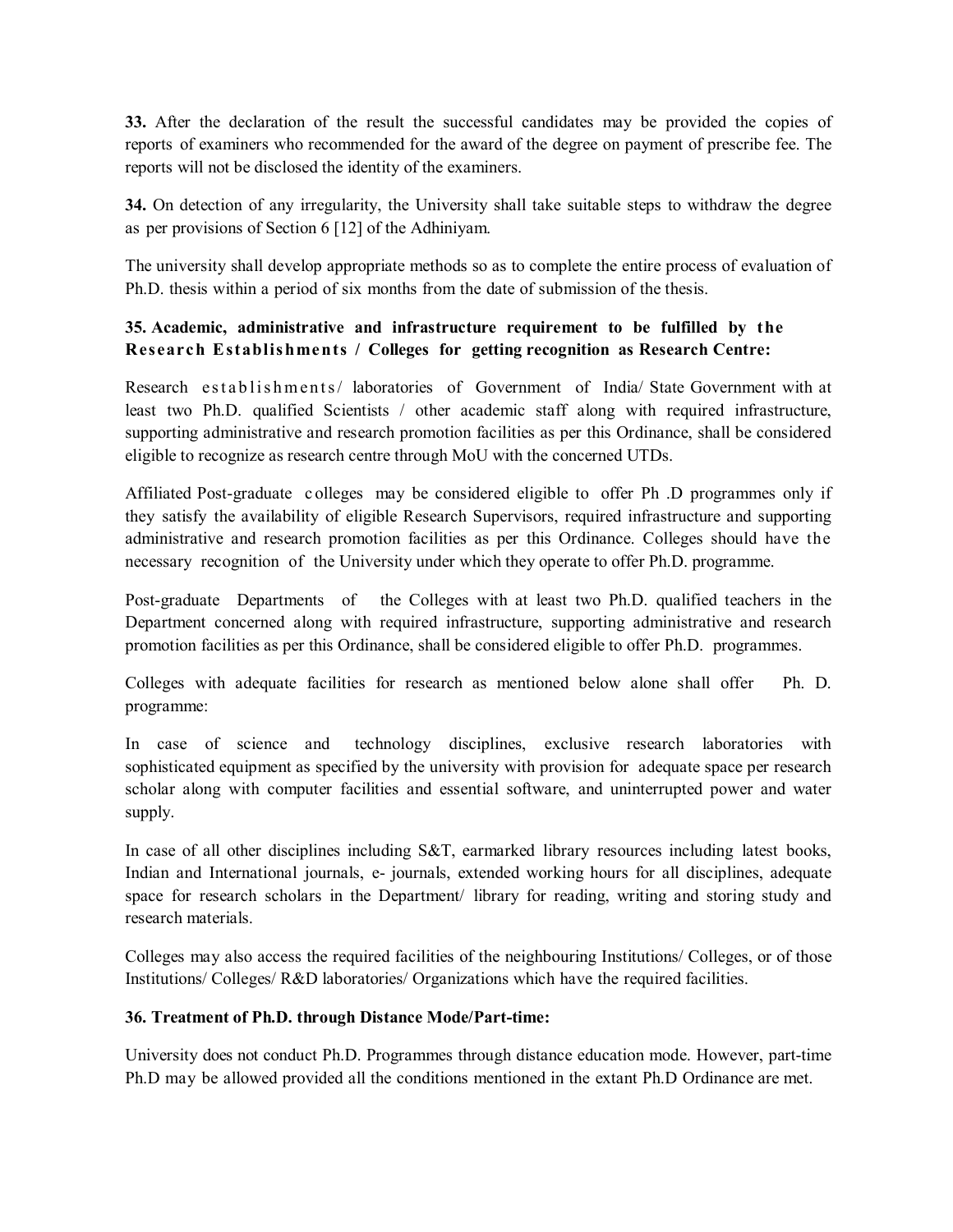**33.** After the declaration of the result the successful candidates may be provided the copies of reports of examiners who recommended for the award of the degree on payment of prescribe fee. The reports will not be disclosed the identity of the examiners.

**34.** On detection of any irregularity, the University shall take suitable steps to withdraw the degree as per provisions of Section 6 [12] of the Adhiniyam.

The university shall develop appropriate methods so as to complete the entire process of evaluation of Ph.D. thesis within a period of six months from the date of submission of the thesis.

**35. Academic, administrative and infrastructure requirement to be fulfilled by the Research Establishments / Colleges for getting recognition as Research Centre:**

Research establishments/ laboratories of Government of India/ State Government with at least two Ph.D. qualified Scientists / other academic staff along with required infrastructure, supporting administrative and research promotion facilities as per this Ordinance, shall be considered eligible to recognize as research centre through MoU with the concerned UTDs.

Affiliated Post-graduate colleges may be considered eligible to offer Ph .D programmes only if they satisfy the availability of eligible Research Supervisors, required infrastructure and supporting administrative and research promotion facilities as per this Ordinance. Colleges should have the necessary recognition of the University under which they operate to offer Ph.D. programme.

Post-graduate Departments of the Colleges with at least two Ph.D. qualified teachers in the Department concerned along with required infrastructure, supporting administrative and research promotion facilities as per this Ordinance, shall be considered eligible to offer Ph.D. programmes.

Colleges with adequate facilities for research as mentioned below alone shall offer Ph. D. programme:

In case of science and technology disciplines, exclusive research laboratories with sophisticated equipment as specified by the university with provision for adequate space per research scholar along with computer facilities and essential software, and uninterrupted power and water supply.

In case of all other disciplines including S&T, earmarked library resources including latest books, Indian and International journals, e- journals, extended working hours for all disciplines, adequate space for research scholars in the Department/ library for reading, writing and storing study and research materials.

Colleges may also access the required facilities of the neighbouring Institutions/ Colleges, or of those Institutions/ Colleges/ R&D laboratories/ Organizations which have the required facilities.

**36. Treatment of Ph.D. through Distance Mode/Part-time:**

University does not conduct Ph.D. Programmes through distance education mode. However, part-time Ph.D may be allowed provided all the conditions mentioned in the extant Ph.D Ordinance are met.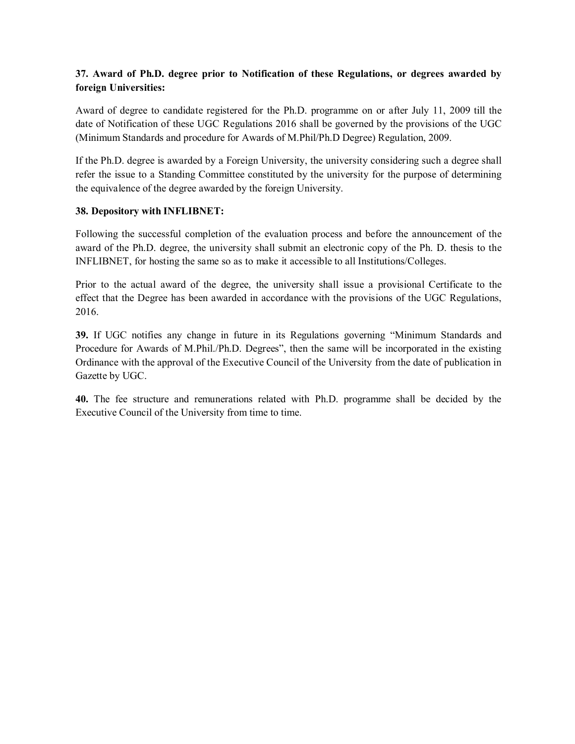**37. Award of Ph.D. degree prior to Notification of these Regulations, or degrees awarded by foreign Universities:**

Award of degree to candidate registered for the Ph.D. programme on or after July 11, 2009 till the date of Notification of these UGC Regulations 2016 shall be governed by the provisions of the UGC (Minimum Standards and procedure for Awards of M.Phil/Ph.D Degree) Regulation, 2009.

If the Ph.D. degree is awarded by a Foreign University, the university considering such a degree shall refer the issue to a Standing Committee constituted by the university for the purpose of determining the equivalence of the degree awarded by the foreign University.

**38. Depository with INFLIBNET:**

Following the successful completion of the evaluation process and before the announcement of the award of the Ph.D. degree, the university shall submit an electronic copy of the Ph. D. thesis to the INFLIBNET, for hosting the same so as to make it accessible to all Institutions/Colleges.

Prior to the actual award of the degree, the university shall issue a provisional Certificate to the effect that the Degree has been awarded in accordance with the provisions of the UGC Regulations, 2016.

**39.** If UGC notifies any change in future in its Regulations governing "Minimum Standards and Procedure for Awards of M.Phil./Ph.D. Degrees", then the same will be incorporated in the existing Ordinance with the approval of the Executive Council of the University from the date of publication in Gazette by UGC.

**40.** The fee structure and remunerations related with Ph.D. programme shall be decided by the Executive Council of the University from time to time.